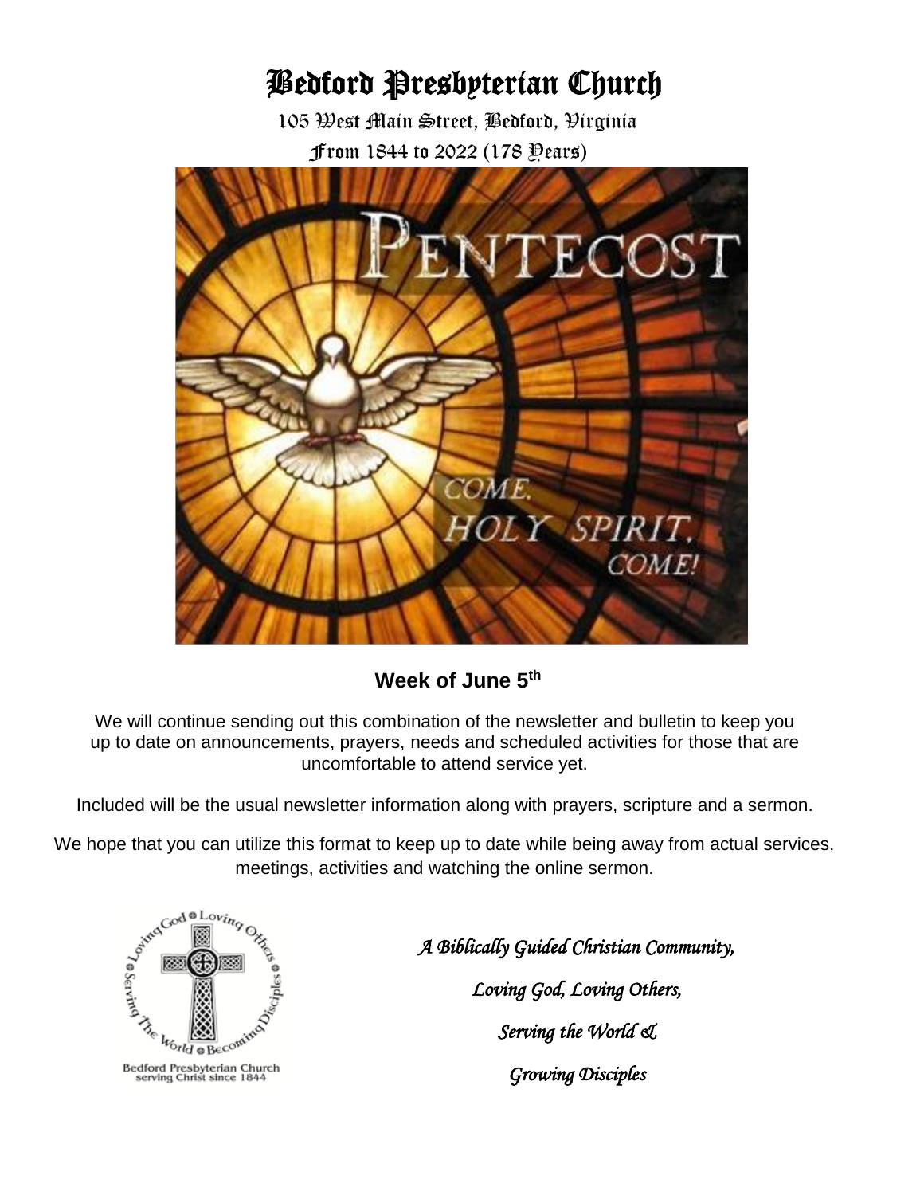# Bedford Presbyterian Church

105 West Main Street, Bedford, Virginia

From 1844 to 2022 (178 Years)

PENTECOST

COME,
HOLY SPIRIT,
COME!

**Week of June 5th**

We will continue sending out this combination of the newsletter and bulletin to keep you up to date on announcements, prayers, needs and scheduled activities for those that are uncomfortable to attend service yet.

Included will be the usual newsletter information along with prayers, scripture and a sermon.

We hope that you can utilize this format to keep up to date while being away from actual services, meetings, activities and watching the online sermon.

Loving God • Loving Others • Becoming Disciples • Serving The World

Bedford Presbyterian Church
serving Christ since 1844

*A Biblically Guided Christian Community,*

*Loving God, Loving Others,*

*Serving the World &*

*Growing Disciples*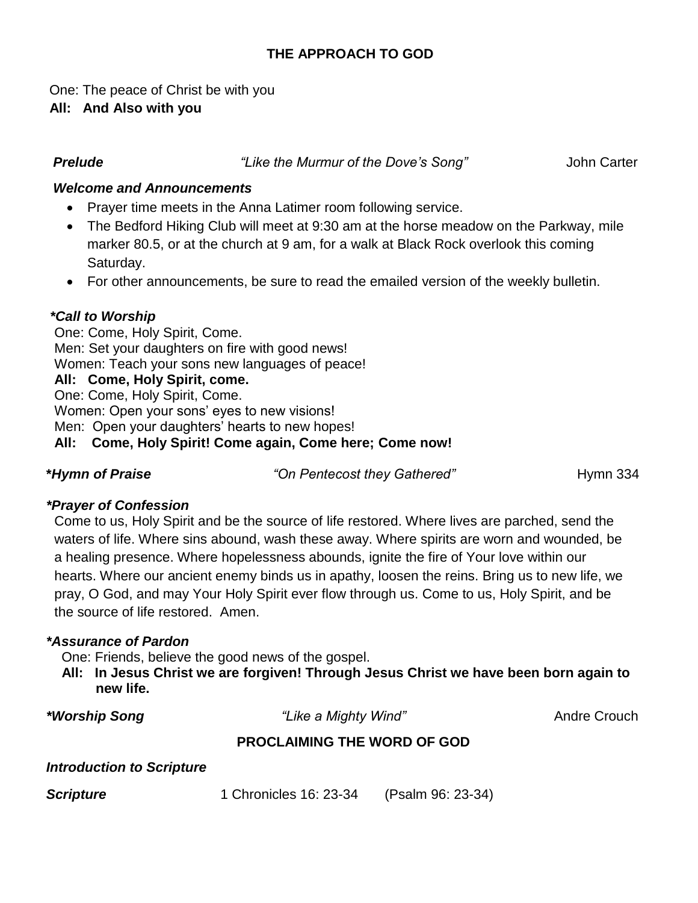## THE APPROACH TO GOD

One: The peace of Christ be with you
**All: And Also with you**

***Prelude*** *"Like the Murmur of the Dove's Song"* John Carter

***Welcome and Announcements***

- Prayer time meets in the Anna Latimer room following service.
- The Bedford Hiking Club will meet at 9:30 am at the horse meadow on the Parkway, mile marker 80.5, or at the church at 9 am, for a walk at Black Rock overlook this coming Saturday.
- For other announcements, be sure to read the emailed version of the weekly bulletin.

***\*Call to Worship***

One: Come, Holy Spirit, Come.
Men: Set your daughters on fire with good news!
Women: Teach your sons new languages of peace!
**All: Come, Holy Spirit, come.**
One: Come, Holy Spirit, Come.
Women: Open your sons' eyes to new visions!
Men: Open your daughters' hearts to new hopes!
**All: Come, Holy Spirit! Come again, Come here; Come now!**

***\*Hymn of Praise*** *"On Pentecost they Gathered"* Hymn 334

***\*Prayer of Confession***

Come to us, Holy Spirit and be the source of life restored. Where lives are parched, send the waters of life. Where sins abound, wash these away. Where spirits are worn and wounded, be a healing presence. Where hopelessness abounds, ignite the fire of Your love within our hearts. Where our ancient enemy binds us in apathy, loosen the reins. Bring us to new life, we pray, O God, and may Your Holy Spirit ever flow through us. Come to us, Holy Spirit, and be the source of life restored. Amen.

***\*Assurance of Pardon***

One: Friends, believe the good news of the gospel.
**All: In Jesus Christ we are forgiven! Through Jesus Christ we have been born again to new life.**

***\*Worship Song*** *"Like a Mighty Wind"* Andre Crouch

## PROCLAIMING THE WORD OF GOD

***Introduction to Scripture***

***Scripture*** 1 Chronicles 16: 23-34 (Psalm 96: 23-34)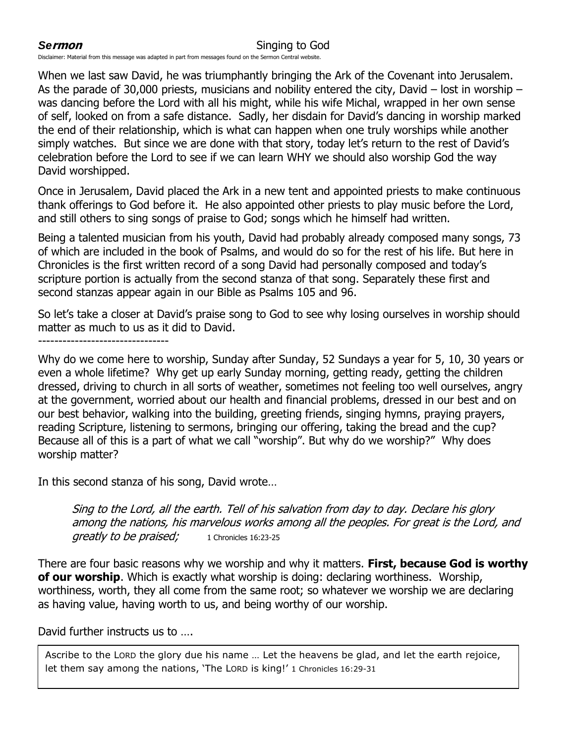***Sermon*** Singing to God

Disclaimer: Material from this message was adapted in part from messages found on the Sermon Central website.

When we last saw David, he was triumphantly bringing the Ark of the Covenant into Jerusalem. As the parade of 30,000 priests, musicians and nobility entered the city, David – lost in worship – was dancing before the Lord with all his might, while his wife Michal, wrapped in her own sense of self, looked on from a safe distance. Sadly, her disdain for David's dancing in worship marked the end of their relationship, which is what can happen when one truly worships while another simply watches. But since we are done with that story, today let's return to the rest of David's celebration before the Lord to see if we can learn WHY we should also worship God the way David worshipped.

Once in Jerusalem, David placed the Ark in a new tent and appointed priests to make continuous thank offerings to God before it. He also appointed other priests to play music before the Lord, and still others to sing songs of praise to God; songs which he himself had written.

Being a talented musician from his youth, David had probably already composed many songs, 73 of which are included in the book of Psalms, and would do so for the rest of his life. But here in Chronicles is the first written record of a song David had personally composed and today's scripture portion is actually from the second stanza of that song. Separately these first and second stanzas appear again in our Bible as Psalms 105 and 96.

So let's take a closer at David's praise song to God to see why losing ourselves in worship should matter as much to us as it did to David.

--------------------------------

Why do we come here to worship, Sunday after Sunday, 52 Sundays a year for 5, 10, 30 years or even a whole lifetime? Why get up early Sunday morning, getting ready, getting the children dressed, driving to church in all sorts of weather, sometimes not feeling too well ourselves, angry at the government, worried about our health and financial problems, dressed in our best and on our best behavior, walking into the building, greeting friends, singing hymns, praying prayers, reading Scripture, listening to sermons, bringing our offering, taking the bread and the cup? Because all of this is a part of what we call "worship". But why do we worship?" Why does worship matter?

In this second stanza of his song, David wrote…

> *Sing to the Lord, all the earth. Tell of his salvation from day to day. Declare his glory among the nations, his marvelous works among all the peoples. For great is the Lord, and greatly to be praised;* 1 Chronicles 16:23-25

There are four basic reasons why we worship and why it matters. **First, because God is worthy of our worship**. Which is exactly what worship is doing: declaring worthiness. Worship, worthiness, worth, they all come from the same root; so whatever we worship we are declaring as having value, having worth to us, and being worthy of our worship.

David further instructs us to ….

> Ascribe to the LORD the glory due his name … Let the heavens be glad, and let the earth rejoice, let them say among the nations, 'The LORD is king!' 1 Chronicles 16:29-31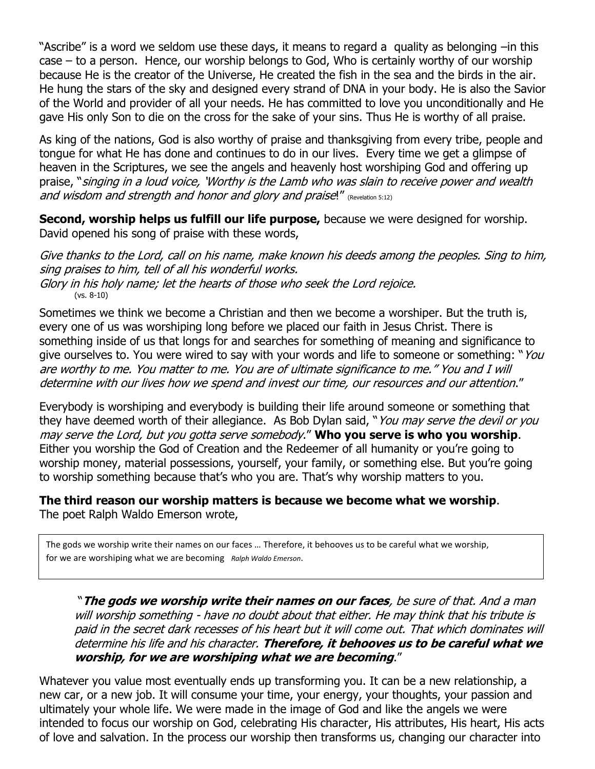"Ascribe" is a word we seldom use these days, it means to regard a quality as belonging –in this case – to a person. Hence, our worship belongs to God, Who is certainly worthy of our worship because He is the creator of the Universe, He created the fish in the sea and the birds in the air. He hung the stars of the sky and designed every strand of DNA in your body. He is also the Savior of the World and provider of all your needs. He has committed to love you unconditionally and He gave His only Son to die on the cross for the sake of your sins. Thus He is worthy of all praise.

As king of the nations, God is also worthy of praise and thanksgiving from every tribe, people and tongue for what He has done and continues to do in our lives. Every time we get a glimpse of heaven in the Scriptures, we see the angels and heavenly host worshiping God and offering up praise, "*singing in a loud voice, 'Worthy is the Lamb who was slain to receive power and wealth and wisdom and strength and honor and glory and praise*!" (Revelation 5:12)

**Second, worship helps us fulfill our life purpose,** because we were designed for worship. David opened his song of praise with these words,

*Give thanks to the Lord, call on his name, make known his deeds among the peoples. Sing to him, sing praises to him, tell of all his wonderful works.*
*Glory in his holy name; let the hearts of those who seek the Lord rejoice.*
(vs. 8-10)

Sometimes we think we become a Christian and then we become a worshiper. But the truth is, every one of us was worshiping long before we placed our faith in Jesus Christ. There is something inside of us that longs for and searches for something of meaning and significance to give ourselves to. You were wired to say with your words and life to someone or something: "*You are worthy to me. You matter to me. You are of ultimate significance to me." You and I will determine with our lives how we spend and invest our time, our resources and our attention*."

Everybody is worshiping and everybody is building their life around someone or something that they have deemed worth of their allegiance. As Bob Dylan said, "*You may serve the devil or you may serve the Lord, but you gotta serve somebody*." **Who you serve is who you worship**. Either you worship the God of Creation and the Redeemer of all humanity or you're going to worship money, material possessions, yourself, your family, or something else. But you're going to worship something because that's who you are. That's why worship matters to you.

**The third reason our worship matters is because we become what we worship**.
The poet Ralph Waldo Emerson wrote,

> The gods we worship write their names on our faces … Therefore, it behooves us to be careful what we worship, for we are worshiping what we are becoming *Ralph Waldo Emerson*.

> "***The gods we worship write their names on our faces****, be sure of that. And a man will worship something - have no doubt about that either. He may think that his tribute is paid in the secret dark recesses of his heart but it will come out. That which dominates will determine his life and his character.* ***Therefore, it behooves us to be careful what we worship, for we are worshiping what we are becoming***."

Whatever you value most eventually ends up transforming you. It can be a new relationship, a new car, or a new job. It will consume your time, your energy, your thoughts, your passion and ultimately your whole life. We were made in the image of God and like the angels we were intended to focus our worship on God, celebrating His character, His attributes, His heart, His acts of love and salvation. In the process our worship then transforms us, changing our character into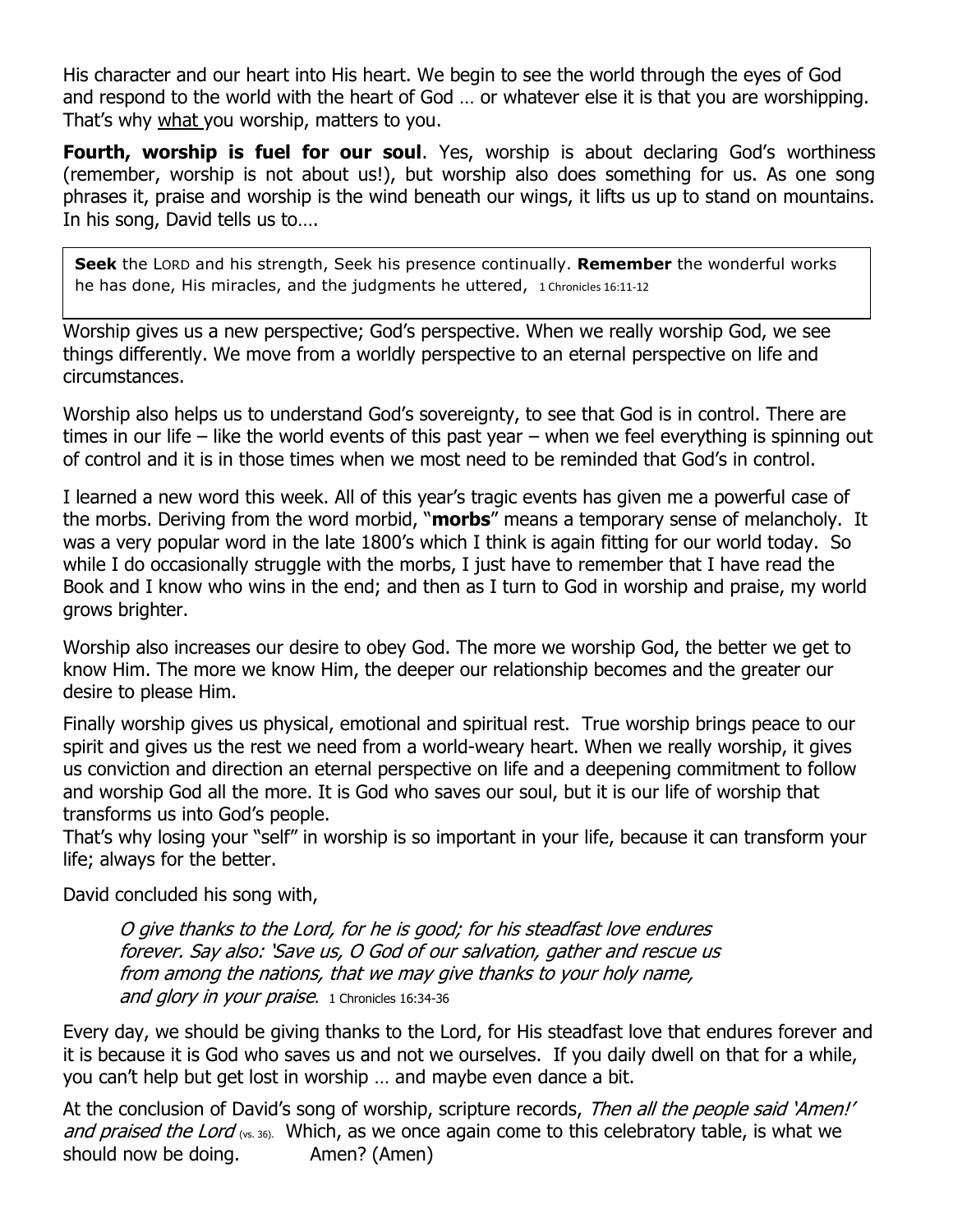His character and our heart into His heart. We begin to see the world through the eyes of God and respond to the world with the heart of God … or whatever else it is that you are worshipping. That's why what you worship, matters to you.

**Fourth, worship is fuel for our soul**. Yes, worship is about declaring God's worthiness (remember, worship is not about us!), but worship also does something for us. As one song phrases it, praise and worship is the wind beneath our wings, it lifts us up to stand on mountains. In his song, David tells us to….

> **Seek** the LORD and his strength, Seek his presence continually. **Remember** the wonderful works he has done, His miracles, and the judgments he uttered, 1 Chronicles 16:11-12

Worship gives us a new perspective; God's perspective. When we really worship God, we see things differently. We move from a worldly perspective to an eternal perspective on life and circumstances.

Worship also helps us to understand God's sovereignty, to see that God is in control. There are times in our life – like the world events of this past year – when we feel everything is spinning out of control and it is in those times when we most need to be reminded that God's in control.

I learned a new word this week. All of this year's tragic events has given me a powerful case of the morbs. Deriving from the word morbid, "**morbs**" means a temporary sense of melancholy. It was a very popular word in the late 1800's which I think is again fitting for our world today. So while I do occasionally struggle with the morbs, I just have to remember that I have read the Book and I know who wins in the end; and then as I turn to God in worship and praise, my world grows brighter.

Worship also increases our desire to obey God. The more we worship God, the better we get to know Him. The more we know Him, the deeper our relationship becomes and the greater our desire to please Him.

Finally worship gives us physical, emotional and spiritual rest. True worship brings peace to our spirit and gives us the rest we need from a world-weary heart. When we really worship, it gives us conviction and direction an eternal perspective on life and a deepening commitment to follow and worship God all the more. It is God who saves our soul, but it is our life of worship that transforms us into God's people.
That's why losing your "self" in worship is so important in your life, because it can transform your life; always for the better.

David concluded his song with,

> *O give thanks to the Lord, for he is good; for his steadfast love endures forever. Say also: 'Save us, O God of our salvation, gather and rescue us from among the nations, that we may give thanks to your holy name, and glory in your praise*. 1 Chronicles 16:34-36

Every day, we should be giving thanks to the Lord, for His steadfast love that endures forever and it is because it is God who saves us and not we ourselves. If you daily dwell on that for a while, you can't help but get lost in worship … and maybe even dance a bit.

At the conclusion of David's song of worship, scripture records, *Then all the people said 'Amen!' and praised the Lord* (vs. 36). Which, as we once again come to this celebratory table, is what we should now be doing. Amen? (Amen)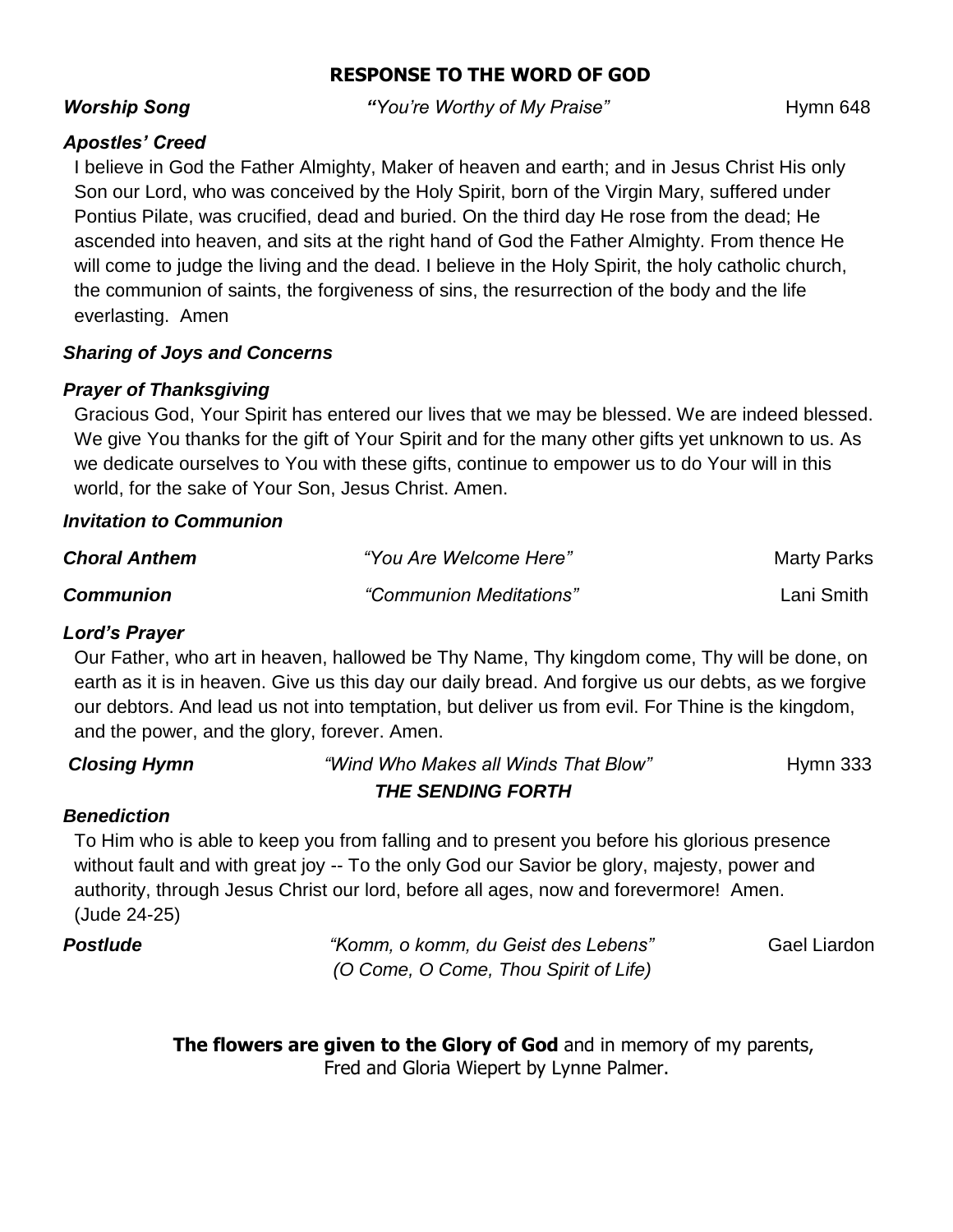## RESPONSE TO THE WORD OF GOD

***Worship Song*** *"You're Worthy of My Praise"* Hymn 648

***Apostles' Creed***

I believe in God the Father Almighty, Maker of heaven and earth; and in Jesus Christ His only Son our Lord, who was conceived by the Holy Spirit, born of the Virgin Mary, suffered under Pontius Pilate, was crucified, dead and buried. On the third day He rose from the dead; He ascended into heaven, and sits at the right hand of God the Father Almighty. From thence He will come to judge the living and the dead. I believe in the Holy Spirit, the holy catholic church, the communion of saints, the forgiveness of sins, the resurrection of the body and the life everlasting. Amen

***Sharing of Joys and Concerns***

***Prayer of Thanksgiving***

Gracious God, Your Spirit has entered our lives that we may be blessed. We are indeed blessed. We give You thanks for the gift of Your Spirit and for the many other gifts yet unknown to us. As we dedicate ourselves to You with these gifts, continue to empower us to do Your will in this world, for the sake of Your Son, Jesus Christ. Amen.

***Invitation to Communion***

***Choral Anthem*** *"You Are Welcome Here"* Marty Parks

***Communion*** *"Communion Meditations"* Lani Smith

***Lord's Prayer***

Our Father, who art in heaven, hallowed be Thy Name, Thy kingdom come, Thy will be done, on earth as it is in heaven. Give us this day our daily bread. And forgive us our debts, as we forgive our debtors. And lead us not into temptation, but deliver us from evil. For Thine is the kingdom, and the power, and the glory, forever. Amen.

***Closing Hymn*** *"Wind Who Makes all Winds That Blow"* Hymn 333

## *THE SENDING FORTH*

***Benediction***

To Him who is able to keep you from falling and to present you before his glorious presence without fault and with great joy -- To the only God our Savior be glory, majesty, power and authority, through Jesus Christ our lord, before all ages, now and forevermore! Amen. (Jude 24-25)

***Postlude*** *"Komm, o komm, du Geist des Lebens"* *(O Come, O Come, Thou Spirit of Life)* Gael Liardon

**The flowers are given to the Glory of God** and in memory of my parents, Fred and Gloria Wiepert by Lynne Palmer.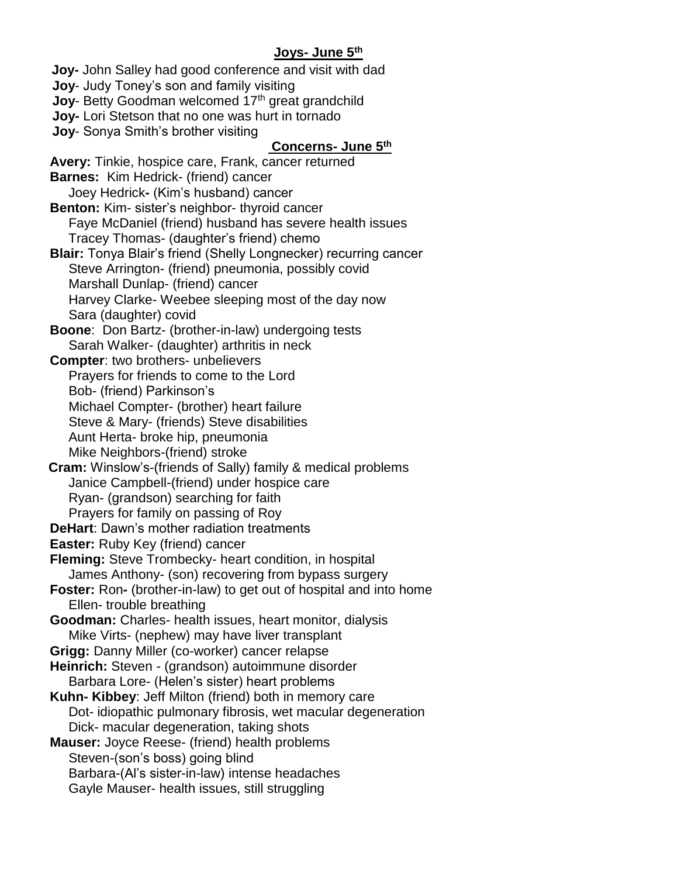## Joys- June 5th

**Joy-** John Salley had good conference and visit with dad
**Joy**- Judy Toney's son and family visiting
**Joy**- Betty Goodman welcomed 17th great grandchild
**Joy-** Lori Stetson that no one was hurt in tornado
**Joy**- Sonya Smith's brother visiting

## Concerns- June 5th

**Avery:** Tinkie, hospice care, Frank, cancer returned
**Barnes:** Kim Hedrick- (friend) cancer
Joey Hedrick**-** (Kim's husband) cancer
**Benton:** Kim- sister's neighbor- thyroid cancer
Faye McDaniel (friend) husband has severe health issues
Tracey Thomas- (daughter's friend) chemo
**Blair:** Tonya Blair's friend (Shelly Longnecker) recurring cancer
Steve Arrington- (friend) pneumonia, possibly covid
Marshall Dunlap- (friend) cancer
Harvey Clarke- Weebee sleeping most of the day now
Sara (daughter) covid
**Boone**: Don Bartz- (brother-in-law) undergoing tests
Sarah Walker- (daughter) arthritis in neck
**Compter**: two brothers- unbelievers
Prayers for friends to come to the Lord
Bob- (friend) Parkinson's
Michael Compter- (brother) heart failure
Steve & Mary- (friends) Steve disabilities
Aunt Herta- broke hip, pneumonia
Mike Neighbors-(friend) stroke
**Cram:** Winslow's-(friends of Sally) family & medical problems
Janice Campbell-(friend) under hospice care
Ryan- (grandson) searching for faith
Prayers for family on passing of Roy
**DeHart**: Dawn's mother radiation treatments
**Easter:** Ruby Key (friend) cancer
**Fleming:** Steve Trombecky- heart condition, in hospital
James Anthony- (son) recovering from bypass surgery
**Foster:** Ron**-** (brother-in-law) to get out of hospital and into home
Ellen- trouble breathing
**Goodman:** Charles- health issues, heart monitor, dialysis
Mike Virts- (nephew) may have liver transplant
**Grigg:** Danny Miller (co-worker) cancer relapse
**Heinrich:** Steven - (grandson) autoimmune disorder
Barbara Lore- (Helen's sister) heart problems
**Kuhn- Kibbey**: Jeff Milton (friend) both in memory care
Dot- idiopathic pulmonary fibrosis, wet macular degeneration
Dick- macular degeneration, taking shots
**Mauser:** Joyce Reese- (friend) health problems
Steven-(son's boss) going blind
Barbara-(Al's sister-in-law) intense headaches
Gayle Mauser- health issues, still struggling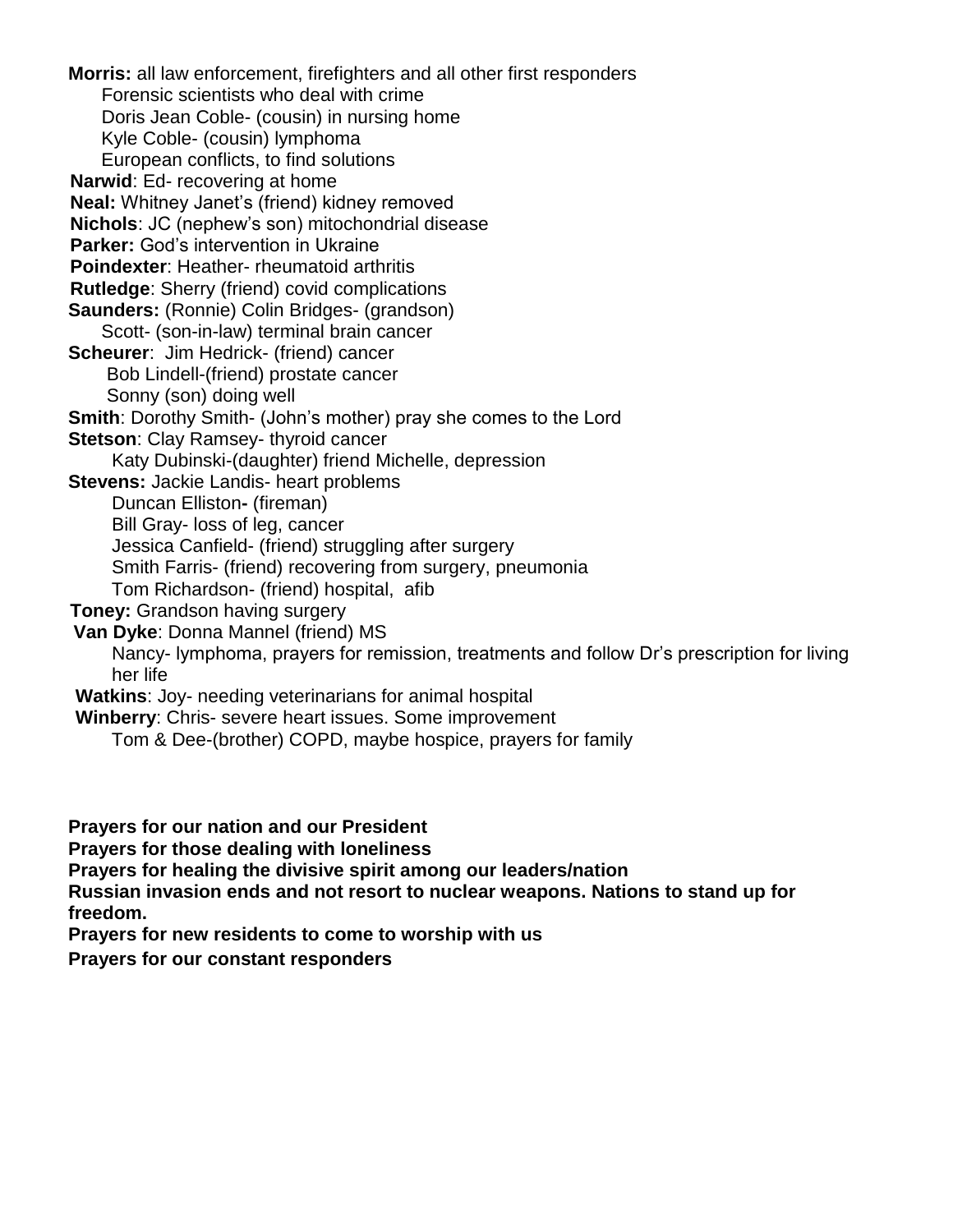**Morris:** all law enforcement, firefighters and all other first responders

Forensic scientists who deal with crime

Doris Jean Coble- (cousin) in nursing home

Kyle Coble- (cousin) lymphoma

European conflicts, to find solutions

**Narwid**: Ed- recovering at home

**Neal:** Whitney Janet's (friend) kidney removed

**Nichols**: JC (nephew's son) mitochondrial disease

**Parker:** God's intervention in Ukraine

**Poindexter**: Heather- rheumatoid arthritis

**Rutledge**: Sherry (friend) covid complications

**Saunders:** (Ronnie) Colin Bridges- (grandson)

Scott- (son-in-law) terminal brain cancer

**Scheurer**: Jim Hedrick- (friend) cancer

Bob Lindell-(friend) prostate cancer

Sonny (son) doing well

**Smith**: Dorothy Smith- (John's mother) pray she comes to the Lord

**Stetson**: Clay Ramsey- thyroid cancer

Katy Dubinski-(daughter) friend Michelle, depression

**Stevens:** Jackie Landis- heart problems

Duncan Elliston**-** (fireman)

Bill Gray- loss of leg, cancer

Jessica Canfield- (friend) struggling after surgery

Smith Farris- (friend) recovering from surgery, pneumonia

Tom Richardson- (friend) hospital, afib

**Toney:** Grandson having surgery

**Van Dyke**: Donna Mannel (friend) MS

Nancy- lymphoma, prayers for remission, treatments and follow Dr's prescription for living her life

**Watkins**: Joy- needing veterinarians for animal hospital

**Winberry**: Chris- severe heart issues. Some improvement

Tom & Dee-(brother) COPD, maybe hospice, prayers for family

**Prayers for our nation and our President**

**Prayers for those dealing with loneliness**

**Prayers for healing the divisive spirit among our leaders/nation**

**Russian invasion ends and not resort to nuclear weapons. Nations to stand up for freedom.**

**Prayers for new residents to come to worship with us**

**Prayers for our constant responders**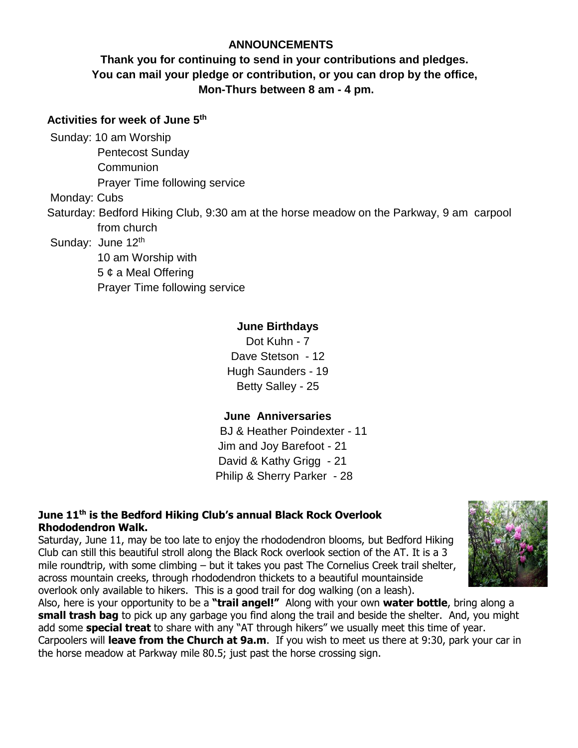**ANNOUNCEMENTS**

**Thank you for continuing to send in your contributions and pledges. You can mail your pledge or contribution, or you can drop by the office, Mon-Thurs between 8 am - 4 pm.**

**Activities for week of June 5th**

Sunday: 10 am Worship
Pentecost Sunday
Communion
Prayer Time following service

Monday: Cubs

Saturday: Bedford Hiking Club, 9:30 am at the horse meadow on the Parkway, 9 am carpool from church

Sunday: June 12th
10 am Worship with
5 ¢ a Meal Offering
Prayer Time following service

**June Birthdays**

Dot Kuhn - 7
Dave Stetson - 12
Hugh Saunders - 19
Betty Salley - 25

**June Anniversaries**

BJ & Heather Poindexter - 11
Jim and Joy Barefoot - 21
David & Kathy Grigg - 21
Philip & Sherry Parker - 28

**June 11th is the Bedford Hiking Club's annual Black Rock Overlook Rhododendron Walk.**

Saturday, June 11, may be too late to enjoy the rhododendron blooms, but Bedford Hiking Club can still this beautiful stroll along the Black Rock overlook section of the AT. It is a 3 mile roundtrip, with some climbing – but it takes you past The Cornelius Creek trail shelter, across mountain creeks, through rhododendron thickets to a beautiful mountainside overlook only available to hikers. This is a good trail for dog walking (on a leash).

Also, here is your opportunity to be a **"trail angel!"** Along with your own **water bottle**, bring along a **small trash bag** to pick up any garbage you find along the trail and beside the shelter. And, you might add some **special treat** to share with any "AT through hikers" we usually meet this time of year. Carpoolers will **leave from the Church at 9a.m**. If you wish to meet us there at 9:30, park your car in the horse meadow at Parkway mile 80.5; just past the horse crossing sign.